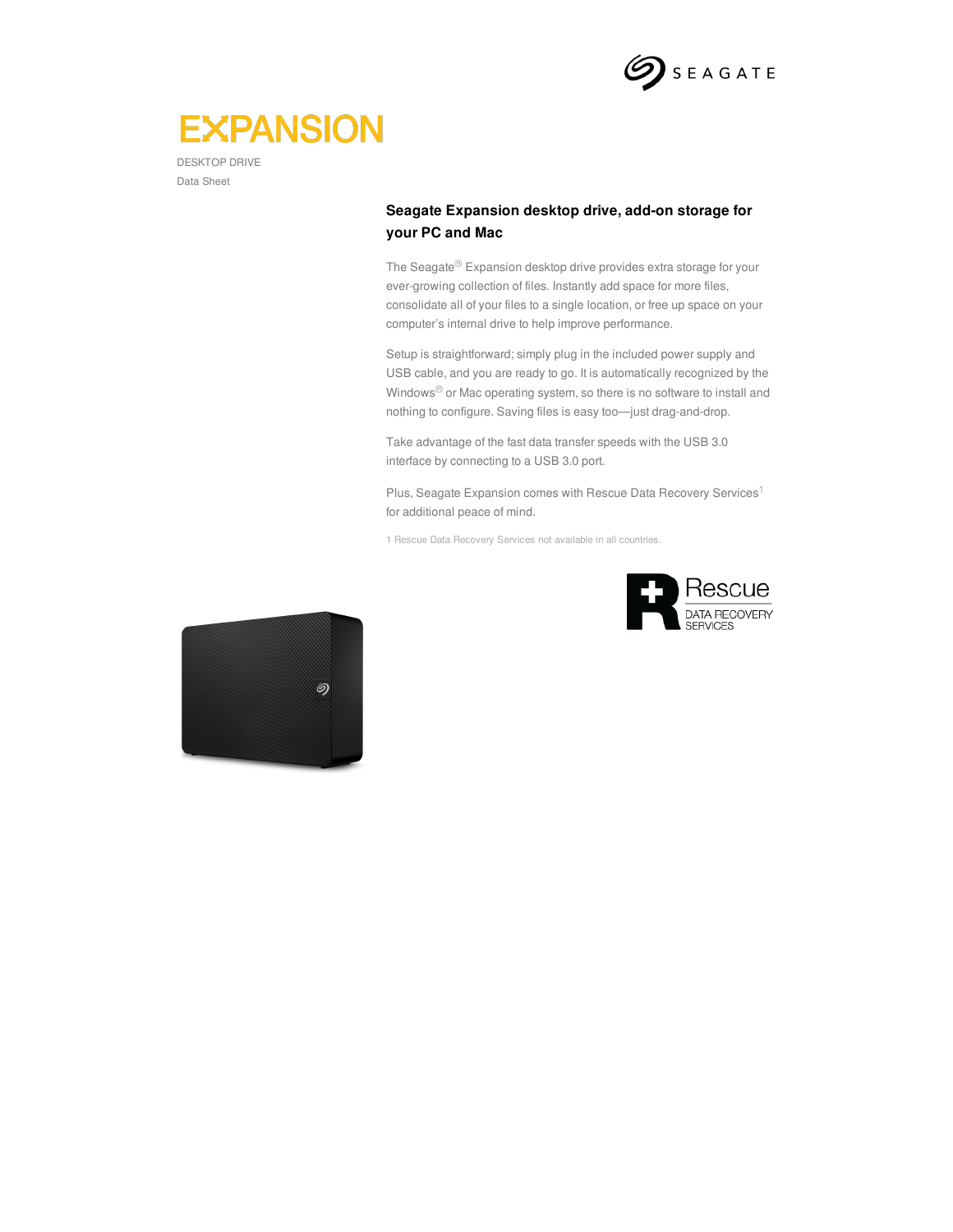SEAGATE

# EXPANSION

DESKTOP DRIVE

Data Sheet

## Seagate Expansion desktop drive, add-on storage for your PC and Mac

The Seagate® Expansion desktop drive provides extra storage for your ever-growing collection of files. Instantly add space for more files, consolidate all of your files to a single location, or free up space on your computer's internal drive to help improve performance.

Setup is straightforward; simply plug in the included power supply and USB cable, and you are ready to go. It is automatically recognized by the Windows® or Mac operating system, so there is no software to install and nothing to configure. Saving files is easy too—just drag-and-drop.

Take advantage of the fast data transfer speeds with the USB 3.0 interface by connecting to a USB 3.0 port.

Plus, Seagate Expansion comes with Rescue Data Recovery Services[1] for additional peace of mind.

1 Rescue Data Recovery Services not available in all countries.

Rescue DATA RECOVERY SERVICES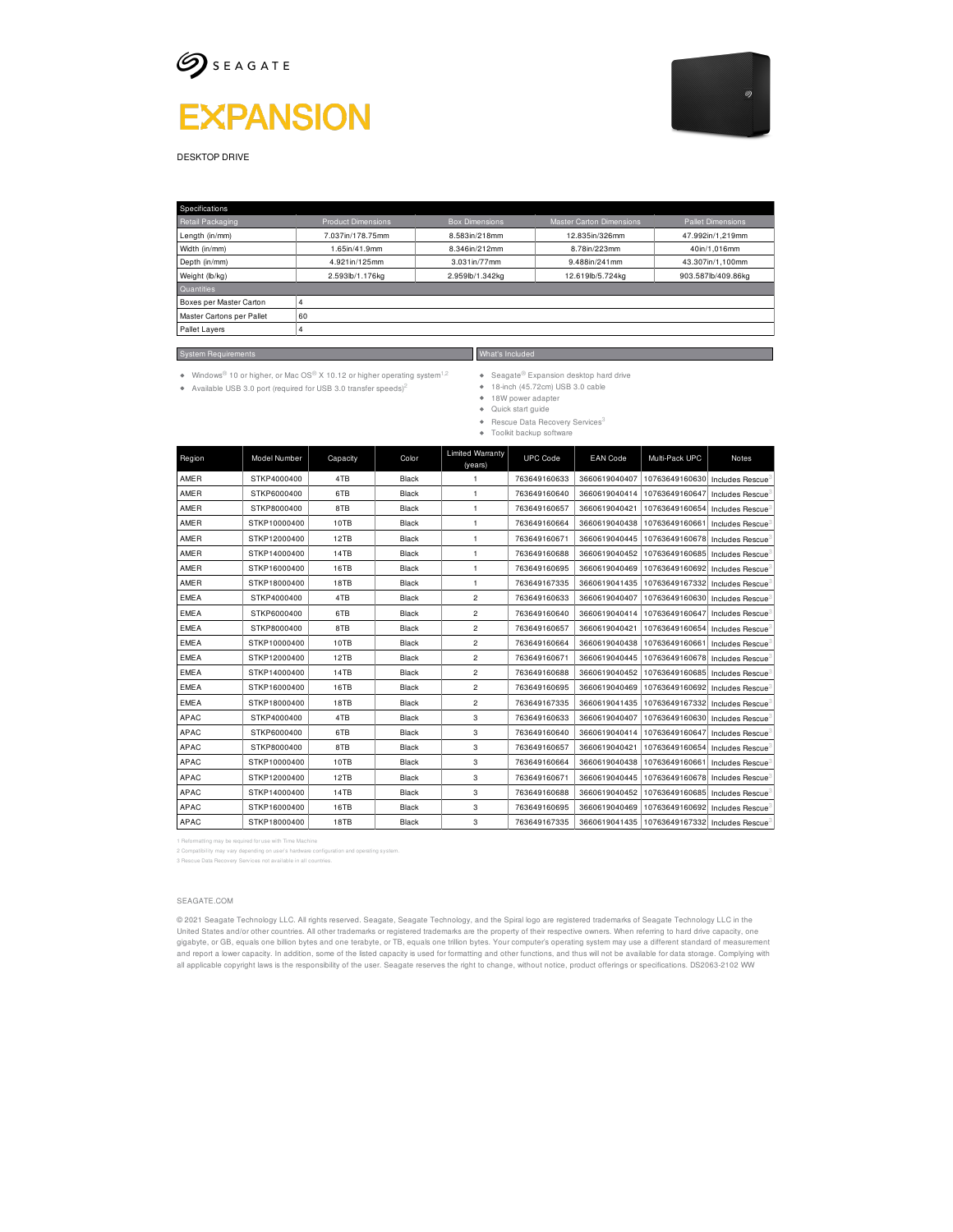# SEAGATE

# EXPANSION

DESKTOP DRIVE

| Specifications | | | | |
|---|---|---|---|---|
| Retail Packaging | Product Dimensions | Box Dimensions | Master Carton Dimensions | Pallet Dimensions |
| Length (in/mm) | 7.037in/178.75mm | 8.583in/218mm | 12.835in/326mm | 47.992in/1,219mm |
| Width (in/mm) | 1.65in/41.9mm | 8.346in/212mm | 8.78in/223mm | 40in/1,016mm |
| Depth (in/mm) | 4.921in/125mm | 3.031in/77mm | 9.488in/241mm | 43.307in/1,100mm |
| Weight (lb/kg) | 2.593lb/1.176kg | 2.959lb/1.342kg | 12.619lb/5.724kg | 903.587lb/409.86kg |
| Quantities | | | | |
| Boxes per Master Carton | 4 | | | |
| Master Cartons per Pallet | 60 | | | |
| Pallet Layers | 4 | | | |

## System Requirements

- Windows® 10 or higher, or Mac OS® X 10.12 or higher operating system[1,2]
- Available USB 3.0 port (required for USB 3.0 transfer speeds)[2]

## What's Included

- Seagate® Expansion desktop hard drive
- 18-inch (45.72cm) USB 3.0 cable
- 18W power adapter
- Quick start guide
- Rescue Data Recovery Services[3]
- Toolkit backup software

| Region | Model Number | Capacity | Color | Limited Warranty (years) | UPC Code | EAN Code | Multi-Pack UPC | Notes |
|---|---|---|---|---|---|---|---|---|
| AMER | STKP4000400 | 4TB | Black | 1 | 763649160633 | 3660619040407 | 10763649160630 | Includes Rescue[3] |
| AMER | STKP6000400 | 6TB | Black | 1 | 763649160640 | 3660619040414 | 10763649160647 | Includes Rescue[3] |
| AMER | STKP8000400 | 8TB | Black | 1 | 763649160657 | 3660619040421 | 10763649160654 | Includes Rescue[3] |
| AMER | STKP10000400 | 10TB | Black | 1 | 763649160664 | 3660619040438 | 10763649160661 | Includes Rescue[3] |
| AMER | STKP12000400 | 12TB | Black | 1 | 763649160671 | 3660619040445 | 10763649160678 | Includes Rescue[3] |
| AMER | STKP14000400 | 14TB | Black | 1 | 763649160688 | 3660619040452 | 10763649160685 | Includes Rescue[3] |
| AMER | STKP16000400 | 16TB | Black | 1 | 763649160695 | 3660619040469 | 10763649160692 | Includes Rescue[3] |
| AMER | STKP18000400 | 18TB | Black | 1 | 763649167335 | 3660619041435 | 10763649167332 | Includes Rescue[3] |
| EMEA | STKP4000400 | 4TB | Black | 2 | 763649160633 | 3660619040407 | 10763649160630 | Includes Rescue[3] |
| EMEA | STKP6000400 | 6TB | Black | 2 | 763649160640 | 3660619040414 | 10763649160647 | Includes Rescue[3] |
| EMEA | STKP8000400 | 8TB | Black | 2 | 763649160657 | 3660619040421 | 10763649160654 | Includes Rescue[3] |
| EMEA | STKP10000400 | 10TB | Black | 2 | 763649160664 | 3660619040438 | 10763649160661 | Includes Rescue[3] |
| EMEA | STKP12000400 | 12TB | Black | 2 | 763649160671 | 3660619040445 | 10763649160678 | Includes Rescue[3] |
| EMEA | STKP14000400 | 14TB | Black | 2 | 763649160688 | 3660619040452 | 10763649160685 | Includes Rescue[3] |
| EMEA | STKP16000400 | 16TB | Black | 2 | 763649160695 | 3660619040469 | 10763649160692 | Includes Rescue[3] |
| EMEA | STKP18000400 | 18TB | Black | 2 | 763649167335 | 3660619041435 | 10763649167332 | Includes Rescue[3] |
| APAC | STKP4000400 | 4TB | Black | 3 | 763649160633 | 3660619040407 | 10763649160630 | Includes Rescue[3] |
| APAC | STKP6000400 | 6TB | Black | 3 | 763649160640 | 3660619040414 | 10763649160647 | Includes Rescue[3] |
| APAC | STKP8000400 | 8TB | Black | 3 | 763649160657 | 3660619040421 | 10763649160654 | Includes Rescue[3] |
| APAC | STKP10000400 | 10TB | Black | 3 | 763649160664 | 3660619040438 | 10763649160661 | Includes Rescue[3] |
| APAC | STKP12000400 | 12TB | Black | 3 | 763649160671 | 3660619040445 | 10763649160678 | Includes Rescue[3] |
| APAC | STKP14000400 | 14TB | Black | 3 | 763649160688 | 3660619040452 | 10763649160685 | Includes Rescue[3] |
| APAC | STKP16000400 | 16TB | Black | 3 | 763649160695 | 3660619040469 | 10763649160692 | Includes Rescue[3] |
| APAC | STKP18000400 | 18TB | Black | 3 | 763649167335 | 3660619041435 | 10763649167332 | Includes Rescue[3] |

1 Reformatting may be required for use with Time Machine.

2 Compatibility may vary depending on user's hardware configuration and operating system.

3 Rescue Data Recovery Services not available in all countries.

SEAGATE.COM

© 2021 Seagate Technology LLC. All rights reserved. Seagate, Seagate Technology, and the Spiral logo are registered trademarks of Seagate Technology LLC in the United States and/or other countries. All other trademarks or registered trademarks are the property of their respective owners. When referring to hard drive capacity, one gigabyte, or GB, equals one billion bytes and one terabyte, or TB, equals one trillion bytes. Your computer's operating system may use a different standard of measurement and report a lower capacity. In addition, some of the listed capacity is used for formatting and other functions, and thus will not be available for data storage. Complying with all applicable copyright laws is the responsibility of the user. Seagate reserves the right to change, without notice, product offerings or specifications. DS2063-2102 WW